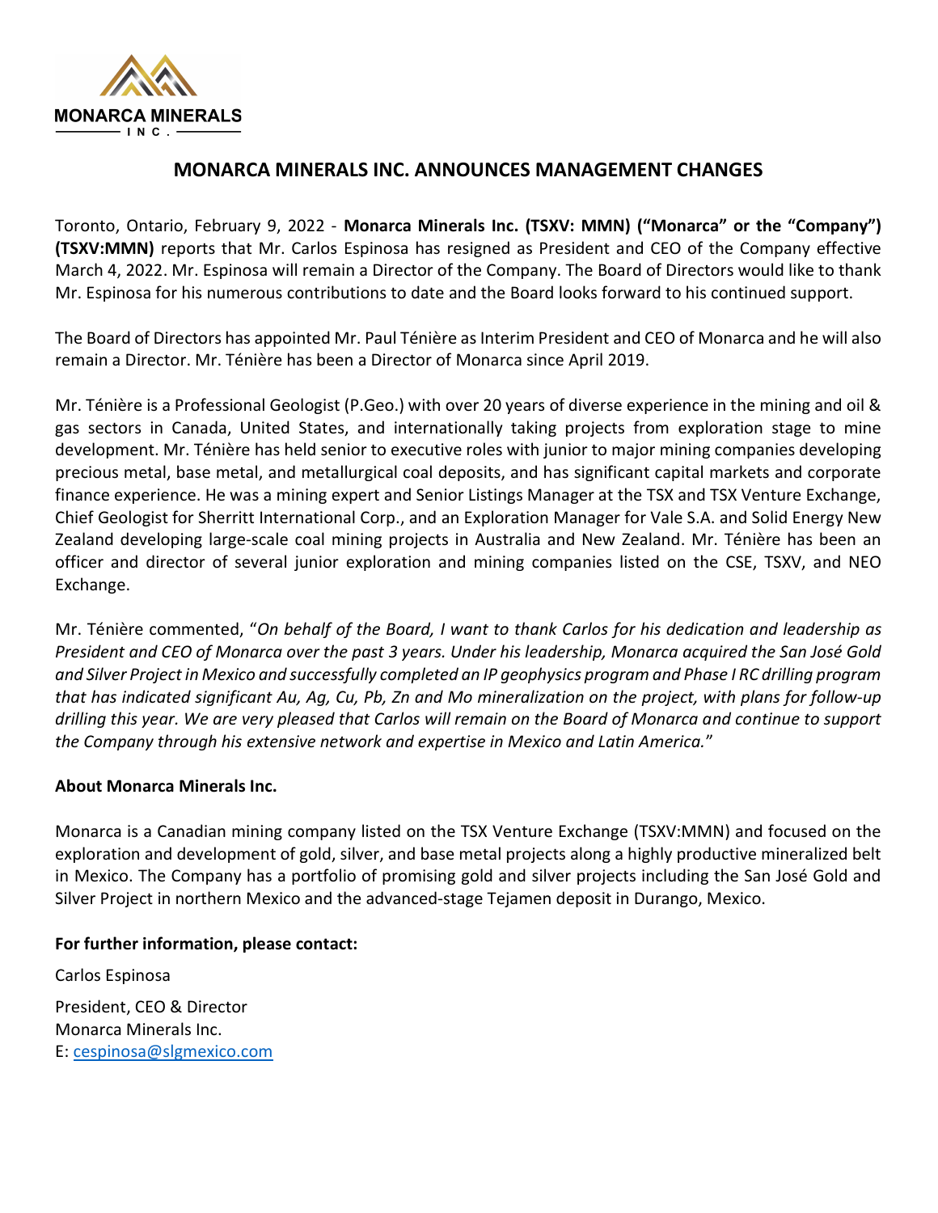MONARCA MINERALS
INC.

# MONARCA MINERALS INC. ANNOUNCES MANAGEMENT CHANGES

Toronto, Ontario, February 9, 2022 - **Monarca Minerals Inc. (TSXV: MMN) ("Monarca" or the "Company") (TSXV:MMN)** reports that Mr. Carlos Espinosa has resigned as President and CEO of the Company effective March 4, 2022. Mr. Espinosa will remain a Director of the Company. The Board of Directors would like to thank Mr. Espinosa for his numerous contributions to date and the Board looks forward to his continued support.

The Board of Directors has appointed Mr. Paul Ténière as Interim President and CEO of Monarca and he will also remain a Director. Mr. Ténière has been a Director of Monarca since April 2019.

Mr. Ténière is a Professional Geologist (P.Geo.) with over 20 years of diverse experience in the mining and oil & gas sectors in Canada, United States, and internationally taking projects from exploration stage to mine development. Mr. Ténière has held senior to executive roles with junior to major mining companies developing precious metal, base metal, and metallurgical coal deposits, and has significant capital markets and corporate finance experience. He was a mining expert and Senior Listings Manager at the TSX and TSX Venture Exchange, Chief Geologist for Sherritt International Corp., and an Exploration Manager for Vale S.A. and Solid Energy New Zealand developing large-scale coal mining projects in Australia and New Zealand. Mr. Ténière has been an officer and director of several junior exploration and mining companies listed on the CSE, TSXV, and NEO Exchange.

Mr. Ténière commented, "*On behalf of the Board, I want to thank Carlos for his dedication and leadership as President and CEO of Monarca over the past 3 years. Under his leadership, Monarca acquired the San José Gold and Silver Project in Mexico and successfully completed an IP geophysics program and Phase I RC drilling program that has indicated significant Au, Ag, Cu, Pb, Zn and Mo mineralization on the project, with plans for follow-up drilling this year. We are very pleased that Carlos will remain on the Board of Monarca and continue to support the Company through his extensive network and expertise in Mexico and Latin America.*"

**About Monarca Minerals Inc.**

Monarca is a Canadian mining company listed on the TSX Venture Exchange (TSXV:MMN) and focused on the exploration and development of gold, silver, and base metal projects along a highly productive mineralized belt in Mexico. The Company has a portfolio of promising gold and silver projects including the San José Gold and Silver Project in northern Mexico and the advanced-stage Tejamen deposit in Durango, Mexico.

**For further information, please contact:**

Carlos Espinosa

President, CEO & Director
Monarca Minerals Inc.
E: cespinosa@slgmexico.com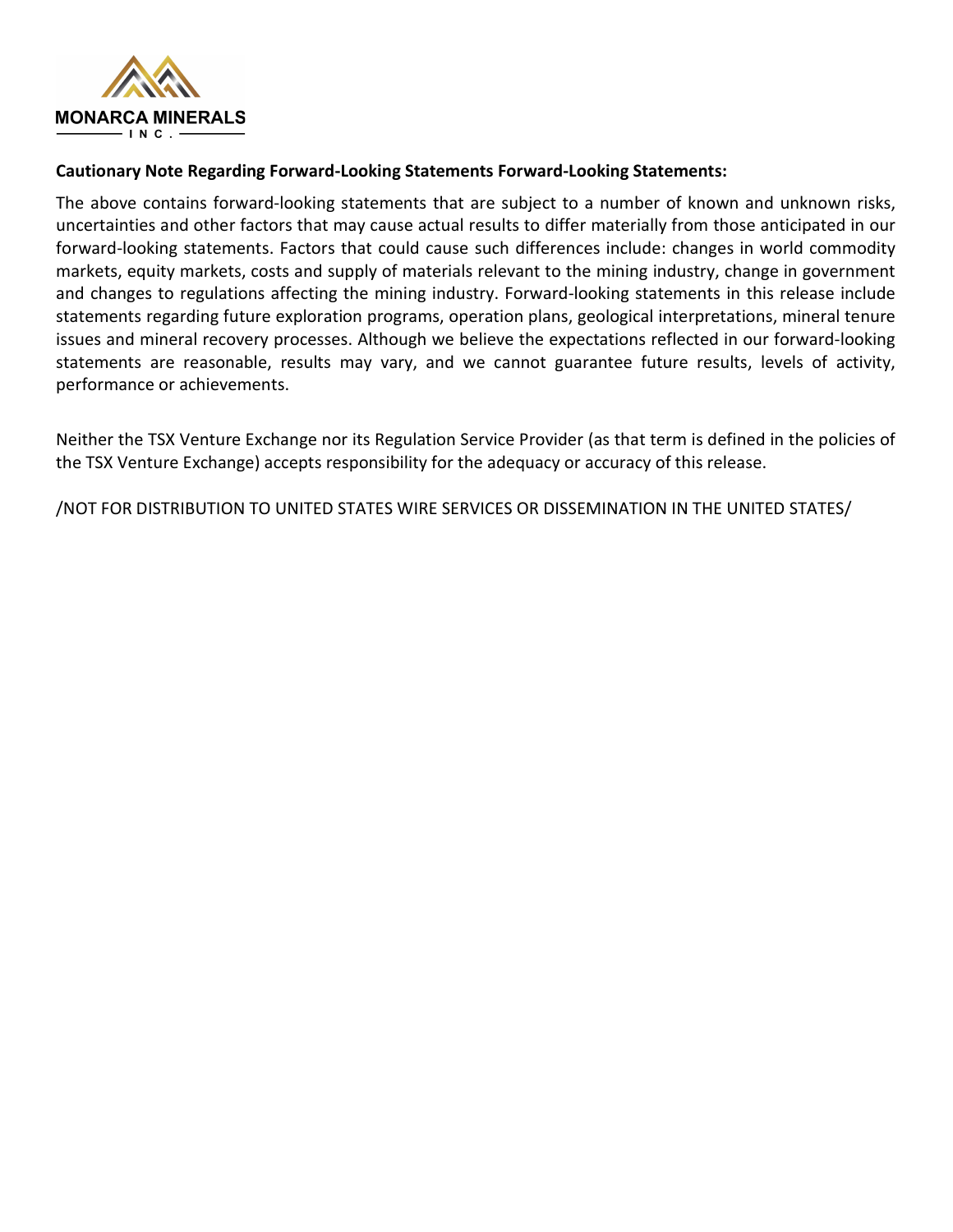**Cautionary Note Regarding Forward-Looking Statements Forward-Looking Statements:**

The above contains forward-looking statements that are subject to a number of known and unknown risks, uncertainties and other factors that may cause actual results to differ materially from those anticipated in our forward-looking statements. Factors that could cause such differences include: changes in world commodity markets, equity markets, costs and supply of materials relevant to the mining industry, change in government and changes to regulations affecting the mining industry. Forward-looking statements in this release include statements regarding future exploration programs, operation plans, geological interpretations, mineral tenure issues and mineral recovery processes. Although we believe the expectations reflected in our forward-looking statements are reasonable, results may vary, and we cannot guarantee future results, levels of activity, performance or achievements.

Neither the TSX Venture Exchange nor its Regulation Service Provider (as that term is defined in the policies of the TSX Venture Exchange) accepts responsibility for the adequacy or accuracy of this release.

/NOT FOR DISTRIBUTION TO UNITED STATES WIRE SERVICES OR DISSEMINATION IN THE UNITED STATES/